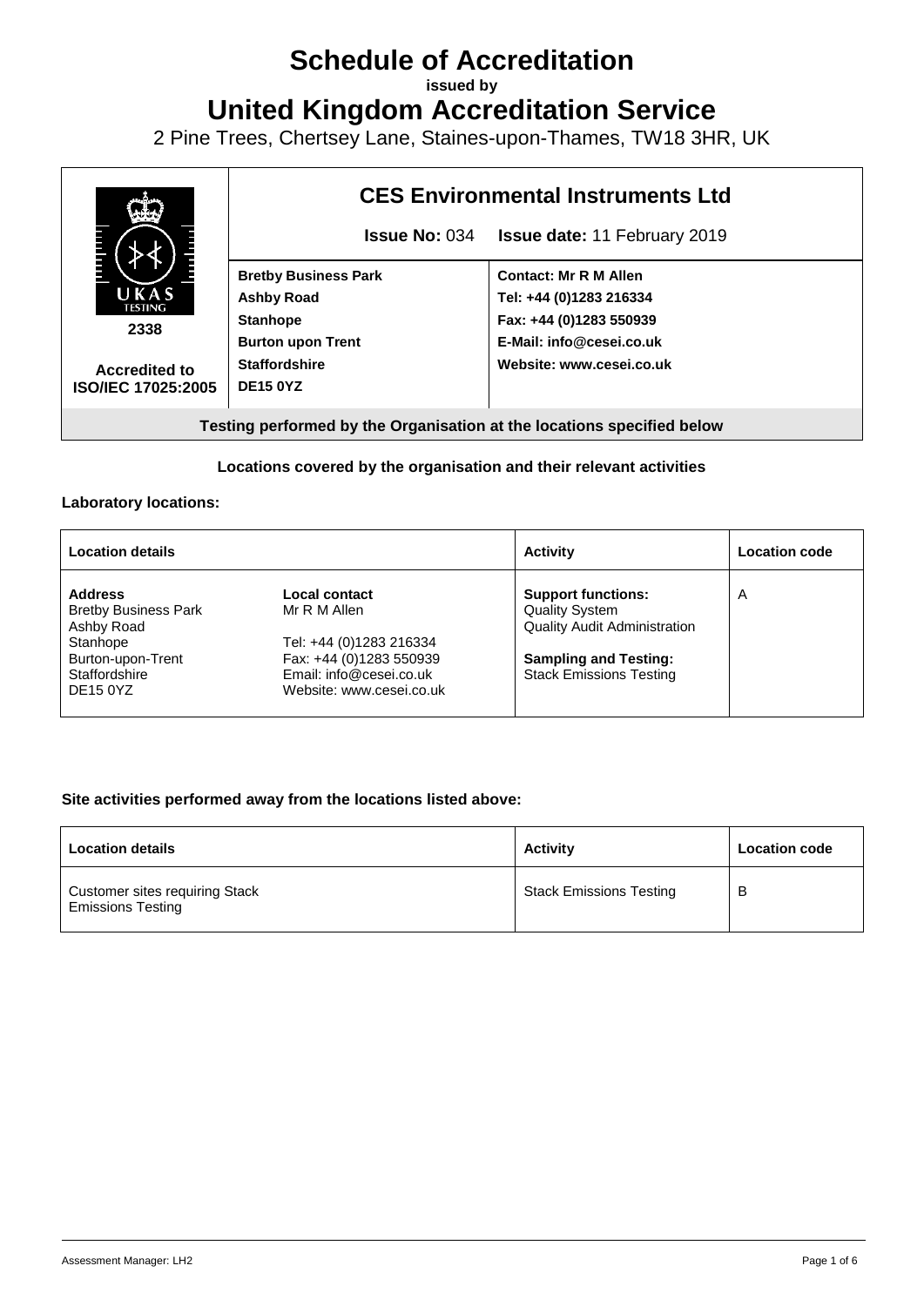# Schedule of Accreditation

**issued by**

# United Kingdom Accreditation Service

2 Pine Trees, Chertsey Lane, Staines-upon-Thames, TW18 3HR, UK

| 2338<br><br>**Accredited to ISO/IEC 17025:2005** | **CES Environmental Instruments Ltd**<br><br>**Issue No:** 034 **Issue date:** 11 February 2019 | |
|---|---|---|
| | **Bretby Business Park**<br>**Ashby Road**<br>**Stanhope**<br>**Burton upon Trent**<br>**Staffordshire**<br>**DE15 0YZ** | **Contact: Mr R M Allen**<br>**Tel: +44 (0)1283 216334**<br>**Fax: +44 (0)1283 550939**<br>**E-Mail: info@cesei.co.uk**<br>**Website: www.cesei.co.uk** |

**Testing performed by the Organisation at the locations specified below**

**Locations covered by the organisation and their relevant activities**

**Laboratory locations:**

| Location details | | Activity | Location code |
|---|---|---|---|
| **Address**<br>Bretby Business Park<br>Ashby Road<br>Stanhope<br>Burton-upon-Trent<br>Staffordshire<br>DE15 0YZ | **Local contact**<br>Mr R M Allen<br><br>Tel: +44 (0)1283 216334<br>Fax: +44 (0)1283 550939<br>Email: info@cesei.co.uk<br>Website: www.cesei.co.uk | **Support functions:**<br>Quality System<br>Quality Audit Administration<br><br>**Sampling and Testing:**<br>Stack Emissions Testing | A |

**Site activities performed away from the locations listed above:**

| Location details | Activity | Location code |
|---|---|---|
| Customer sites requiring Stack Emissions Testing | Stack Emissions Testing | B |

Assessment Manager: LH2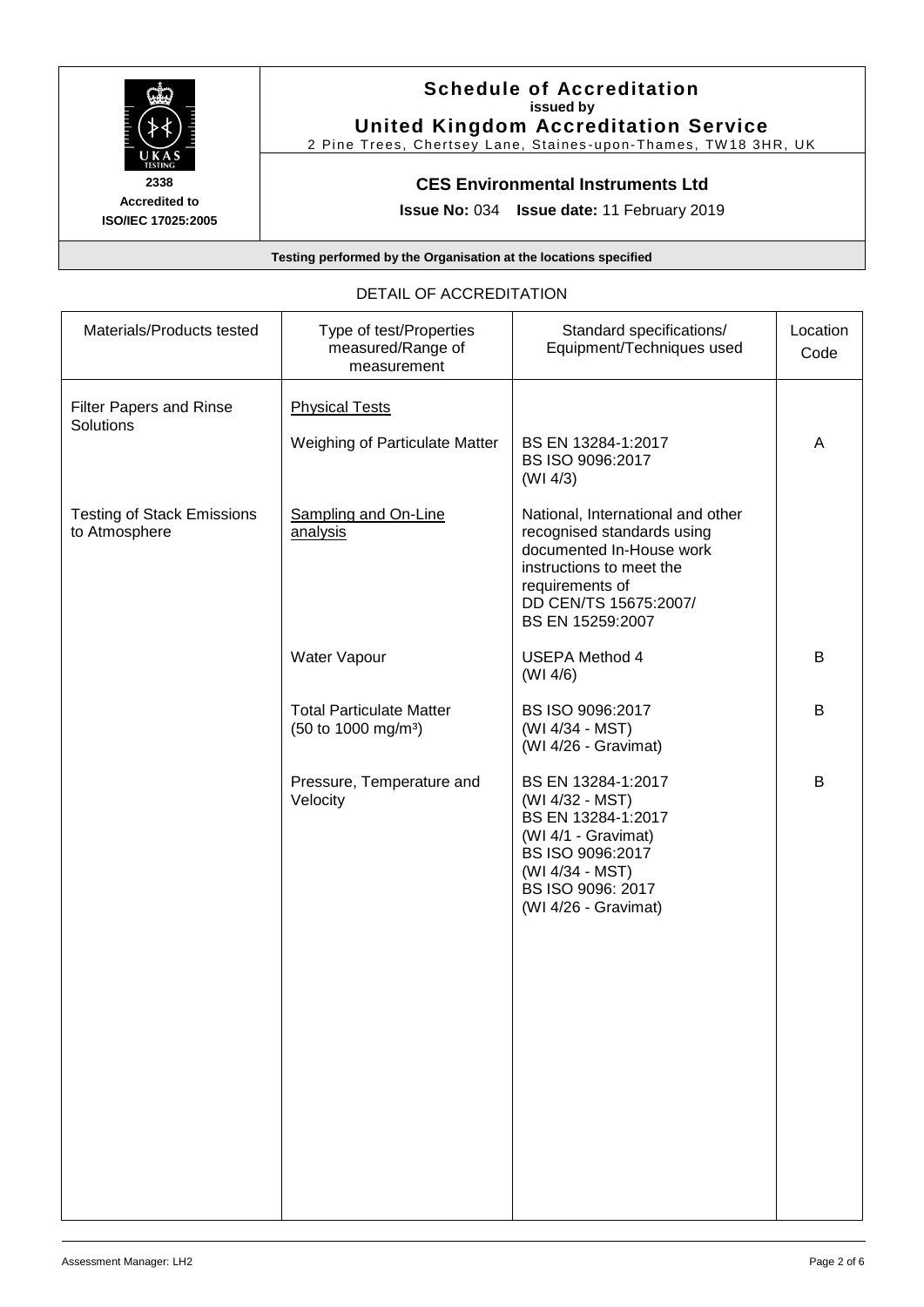# Schedule of Accreditation
**issued by**
**United Kingdom Accreditation Service**
2 Pine Trees, Chertsey Lane, Staines-upon-Thames, TW18 3HR, UK

**2338**
**Accredited to ISO/IEC 17025:2005**

## CES Environmental Instruments Ltd

**Issue No:** 034 **Issue date:** 11 February 2019

**Testing performed by the Organisation at the locations specified**

DETAIL OF ACCREDITATION

| Materials/Products tested | Type of test/Properties measured/Range of measurement | Standard specifications/ Equipment/Techniques used | Location Code |
|---|---|---|---|
| Filter Papers and Rinse Solutions | Physical Tests | | |
| | Weighing of Particulate Matter | BS EN 13284-1:2017<br>BS ISO 9096:2017<br>(WI 4/3) | A |
| Testing of Stack Emissions to Atmosphere | Sampling and On-Line analysis | National, International and other recognised standards using documented In-House work instructions to meet the requirements of DD CEN/TS 15675:2007/ BS EN 15259:2007 | |
| | Water Vapour | USEPA Method 4<br>(WI 4/6) | B |
| | Total Particulate Matter (50 to 1000 mg/m³) | BS ISO 9096:2017<br>(WI 4/34 - MST)<br>(WI 4/26 - Gravimat) | B |
| | Pressure, Temperature and Velocity | BS EN 13284-1:2017<br>(WI 4/32 - MST)<br>BS EN 13284-1:2017<br>(WI 4/1 - Gravimat)<br>BS ISO 9096:2017<br>(WI 4/34 - MST)<br>BS ISO 9096: 2017<br>(WI 4/26 - Gravimat) | B |

Assessment Manager: LH2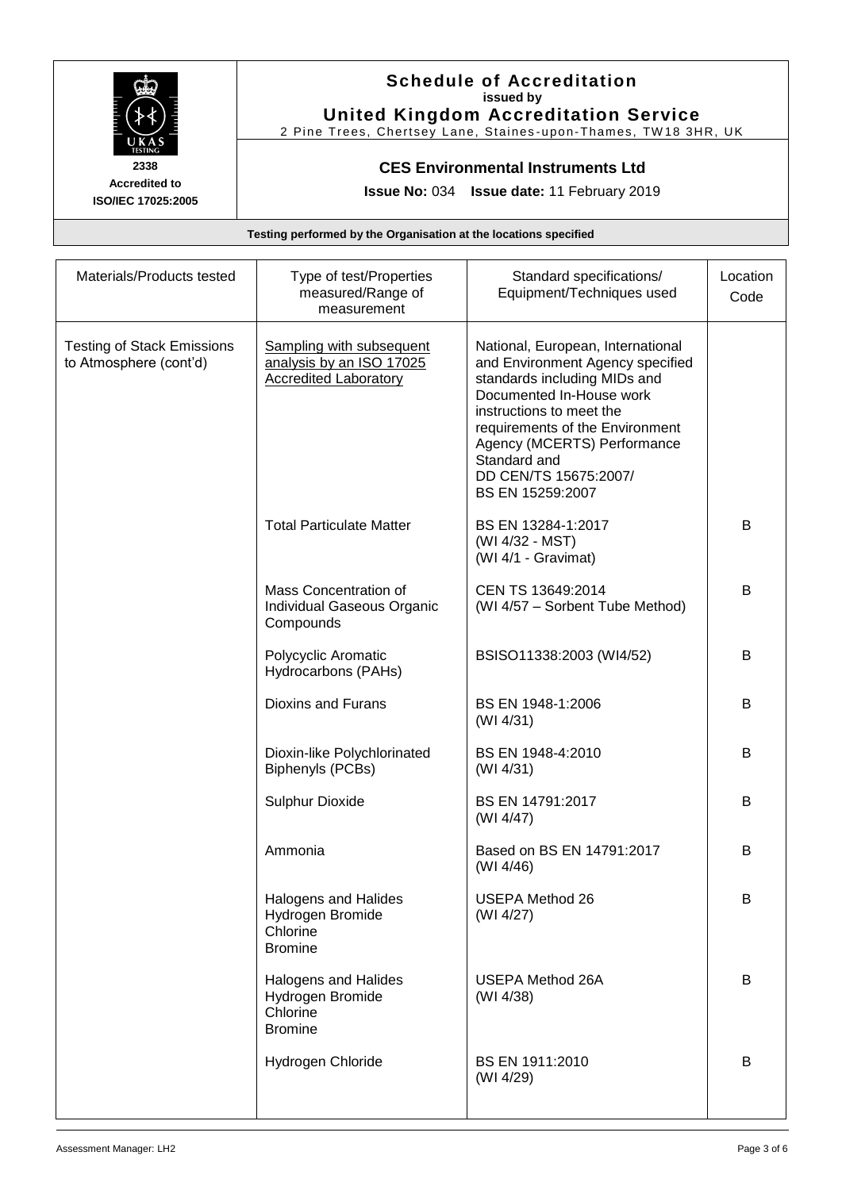**2338**
**Accredited to**
**ISO/IEC 17025:2005**

## Schedule of Accreditation
**issued by**
## United Kingdom Accreditation Service
2 Pine Trees, Chertsey Lane, Staines-upon-Thames, TW18 3HR, UK

### CES Environmental Instruments Ltd

**Issue No:** 034 **Issue date:** 11 February 2019

**Testing performed by the Organisation at the locations specified**

| Materials/Products tested | Type of test/Properties measured/Range of measurement | Standard specifications/ Equipment/Techniques used | Location Code |
|---|---|---|---|
| Testing of Stack Emissions to Atmosphere (cont'd) | Sampling with subsequent analysis by an ISO 17025 Accredited Laboratory | National, European, International and Environment Agency specified standards including MIDs and Documented In-House work instructions to meet the requirements of the Environment Agency (MCERTS) Performance Standard and DD CEN/TS 15675:2007/ BS EN 15259:2007 | |
| | Total Particulate Matter | BS EN 13284-1:2017 (WI 4/32 - MST) (WI 4/1 - Gravimat) | B |
| | Mass Concentration of Individual Gaseous Organic Compounds | CEN TS 13649:2014 (WI 4/57 – Sorbent Tube Method) | B |
| | Polycyclic Aromatic Hydrocarbons (PAHs) | BSISO11338:2003 (WI4/52) | B |
| | Dioxins and Furans | BS EN 1948-1:2006 (WI 4/31) | B |
| | Dioxin-like Polychlorinated Biphenyls (PCBs) | BS EN 1948-4:2010 (WI 4/31) | B |
| | Sulphur Dioxide | BS EN 14791:2017 (WI 4/47) | B |
| | Ammonia | Based on BS EN 14791:2017 (WI 4/46) | B |
| | Halogens and Halides Hydrogen Bromide Chlorine Bromine | USEPA Method 26 (WI 4/27) | B |
| | Halogens and Halides Hydrogen Bromide Chlorine Bromine | USEPA Method 26A (WI 4/38) | B |
| | Hydrogen Chloride | BS EN 1911:2010 (WI 4/29) | B |

Assessment Manager: LH2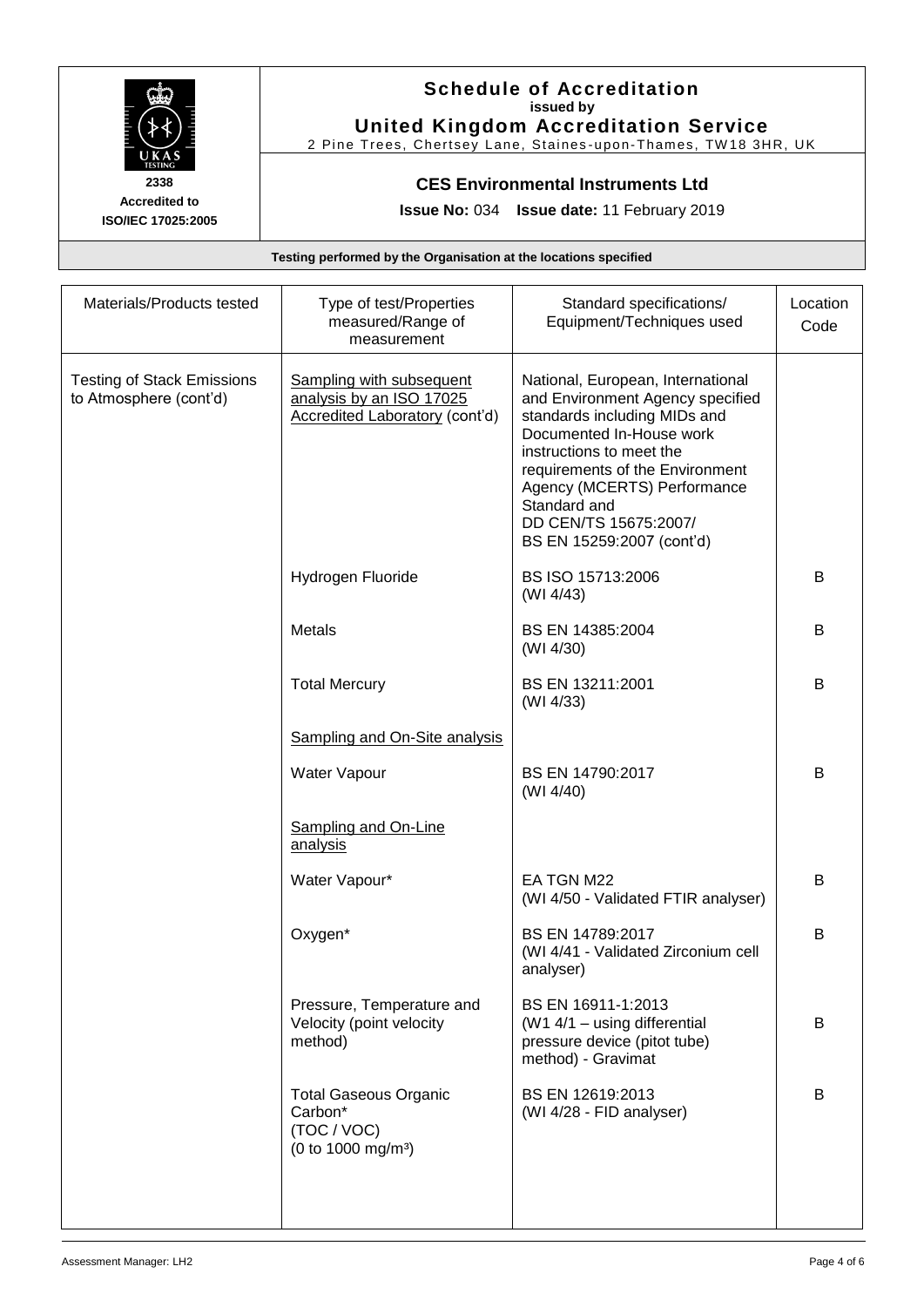**Schedule of Accreditation**
**issued by**
**United Kingdom Accreditation Service**
2 Pine Trees, Chertsey Lane, Staines-upon-Thames, TW18 3HR, UK

**2338**
**Accredited to**
**ISO/IEC 17025:2005**

**CES Environmental Instruments Ltd**

**Issue No:** 034 **Issue date:** 11 February 2019

**Testing performed by the Organisation at the locations specified**

| Materials/Products tested | Type of test/Properties measured/Range of measurement | Standard specifications/ Equipment/Techniques used | Location Code |
|---|---|---|---|
| Testing of Stack Emissions to Atmosphere (cont'd) | Sampling with subsequent analysis by an ISO 17025 Accredited Laboratory (cont'd) | National, European, International and Environment Agency specified standards including MIDs and Documented In-House work instructions to meet the requirements of the Environment Agency (MCERTS) Performance Standard and DD CEN/TS 15675:2007/ BS EN 15259:2007 (cont'd) | |
| | Hydrogen Fluoride | BS ISO 15713:2006 (WI 4/43) | B |
| | Metals | BS EN 14385:2004 (WI 4/30) | B |
| | Total Mercury | BS EN 13211:2001 (WI 4/33) | B |
| | Sampling and On-Site analysis | | |
| | Water Vapour | BS EN 14790:2017 (WI 4/40) | B |
| | Sampling and On-Line analysis | | |
| | Water Vapour* | EA TGN M22 (WI 4/50 - Validated FTIR analyser) | B |
| | Oxygen* | BS EN 14789:2017 (WI 4/41 - Validated Zirconium cell analyser) | B |
| | Pressure, Temperature and Velocity (point velocity method) | BS EN 16911-1:2013 (W1 4/1 – using differential pressure device (pitot tube) method) - Gravimat | B |
| | Total Gaseous Organic Carbon* (TOC / VOC) (0 to 1000 mg/m³) | BS EN 12619:2013 (WI 4/28 - FID analyser) | B |

Assessment Manager: LH2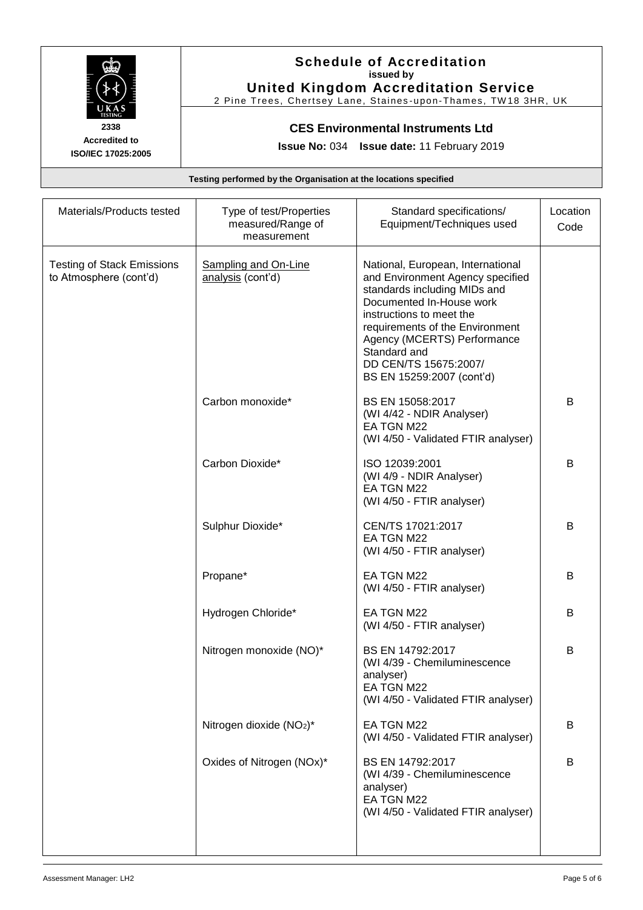**Schedule of Accreditation**
issued by
**United Kingdom Accreditation Service**
2 Pine Trees, Chertsey Lane, Staines-upon-Thames, TW18 3HR, UK

2338
Accredited to
ISO/IEC 17025:2005

**CES Environmental Instruments Ltd**

**Issue No:** 034 **Issue date:** 11 February 2019

**Testing performed by the Organisation at the locations specified**

| Materials/Products tested | Type of test/Properties measured/Range of measurement | Standard specifications/ Equipment/Techniques used | Location Code |
|---|---|---|---|
| Testing of Stack Emissions to Atmosphere (cont'd) | Sampling and On-Line analysis (cont'd) | National, European, International and Environment Agency specified standards including MIDs and Documented In-House work instructions to meet the requirements of the Environment Agency (MCERTS) Performance Standard and DD CEN/TS 15675:2007/ BS EN 15259:2007 (cont'd) | |
| | Carbon monoxide* | BS EN 15058:2017 (WI 4/42 - NDIR Analyser) EA TGN M22 (WI 4/50 - Validated FTIR analyser) | B |
| | Carbon Dioxide* | ISO 12039:2001 (WI 4/9 - NDIR Analyser) EA TGN M22 (WI 4/50 - FTIR analyser) | B |
| | Sulphur Dioxide* | CEN/TS 17021:2017 EA TGN M22 (WI 4/50 - FTIR analyser) | B |
| | Propane* | EA TGN M22 (WI 4/50 - FTIR analyser) | B |
| | Hydrogen Chloride* | EA TGN M22 (WI 4/50 - FTIR analyser) | B |
| | Nitrogen monoxide (NO)* | BS EN 14792:2017 (WI 4/39 - Chemiluminescence analyser) EA TGN M22 (WI 4/50 - Validated FTIR analyser) | B |
| | Nitrogen dioxide ($NO_2$)* | EA TGN M22 (WI 4/50 - Validated FTIR analyser) | B |
| | Oxides of Nitrogen (NOx)* | BS EN 14792:2017 (WI 4/39 - Chemiluminescence analyser) EA TGN M22 (WI 4/50 - Validated FTIR analyser) | B |

Assessment Manager: LH2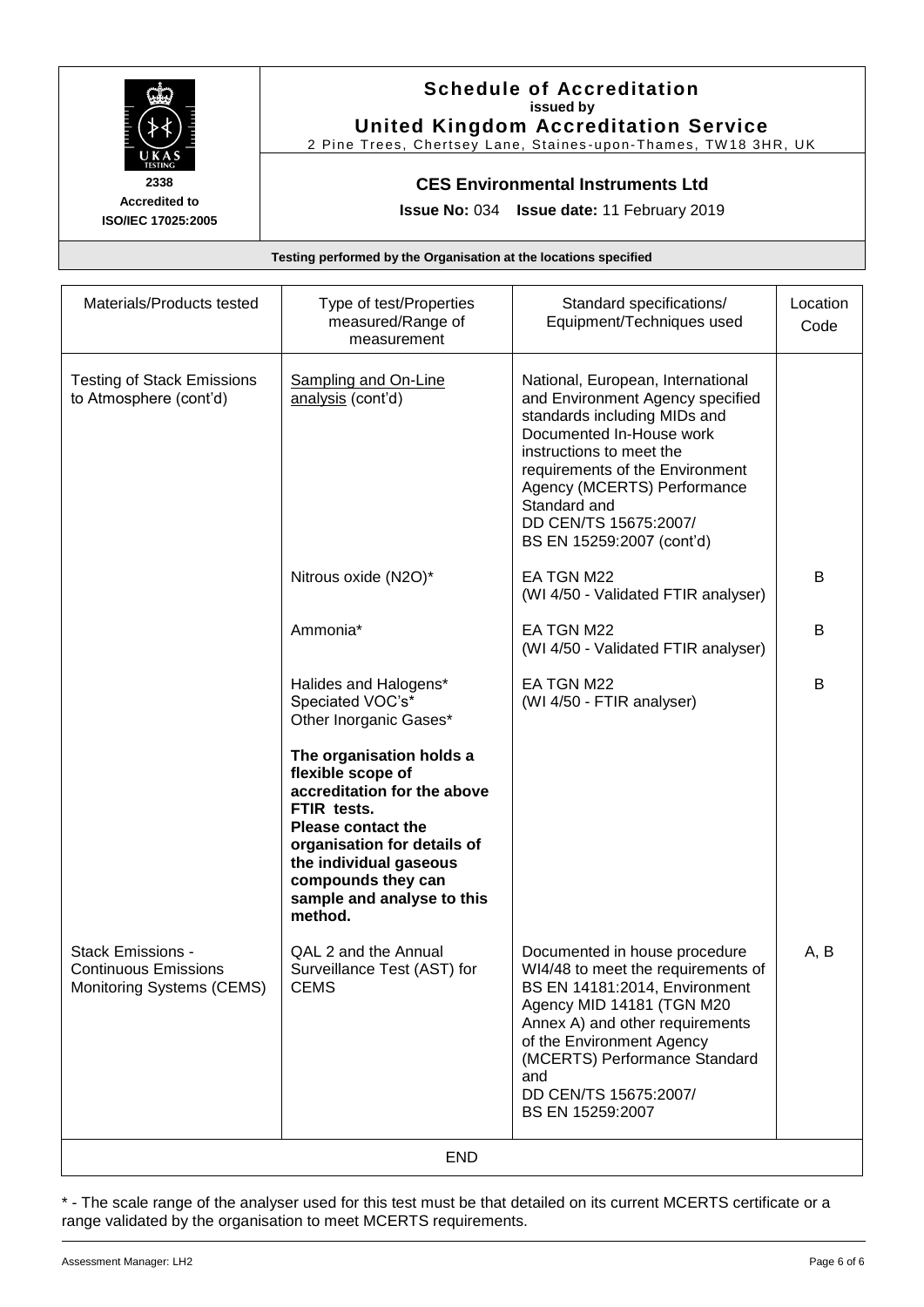**Schedule of Accreditation**
**issued by**
**United Kingdom Accreditation Service**
2 Pine Trees, Chertsey Lane, Staines-upon-Thames, TW18 3HR, UK

2338
Accredited to
ISO/IEC 17025:2005

**CES Environmental Instruments Ltd**

**Issue No:** 034 **Issue date:** 11 February 2019

**Testing performed by the Organisation at the locations specified**

| Materials/Products tested | Type of test/Properties measured/Range of measurement | Standard specifications/ Equipment/Techniques used | Location Code |
|---|---|---|---|
| Testing of Stack Emissions to Atmosphere (cont'd) | Sampling and On-Line analysis (cont'd) | National, European, International and Environment Agency specified standards including MIDs and Documented In-House work instructions to meet the requirements of the Environment Agency (MCERTS) Performance Standard and DD CEN/TS 15675:2007/ BS EN 15259:2007 (cont'd) | |
| | Nitrous oxide (N2O)* | EA TGN M22 (WI 4/50 - Validated FTIR analyser) | B |
| | Ammonia* | EA TGN M22 (WI 4/50 - Validated FTIR analyser) | B |
| | Halides and Halogens* Speciated VOC's* Other Inorganic Gases* | EA TGN M22 (WI 4/50 - FTIR analyser) | B |
| | **The organisation holds a flexible scope of accreditation for the above FTIR tests. Please contact the organisation for details of the individual gaseous compounds they can sample and analyse to this method.** | | |
| Stack Emissions - Continuous Emissions Monitoring Systems (CEMS) | QAL 2 and the Annual Surveillance Test (AST) for CEMS | Documented in house procedure WI4/48 to meet the requirements of BS EN 14181:2014, Environment Agency MID 14181 (TGN M20 Annex A) and other requirements of the Environment Agency (MCERTS) Performance Standard and DD CEN/TS 15675:2007/ BS EN 15259:2007 | A, B |

END

* - The scale range of the analyser used for this test must be that detailed on its current MCERTS certificate or a range validated by the organisation to meet MCERTS requirements.

Assessment Manager: LH2